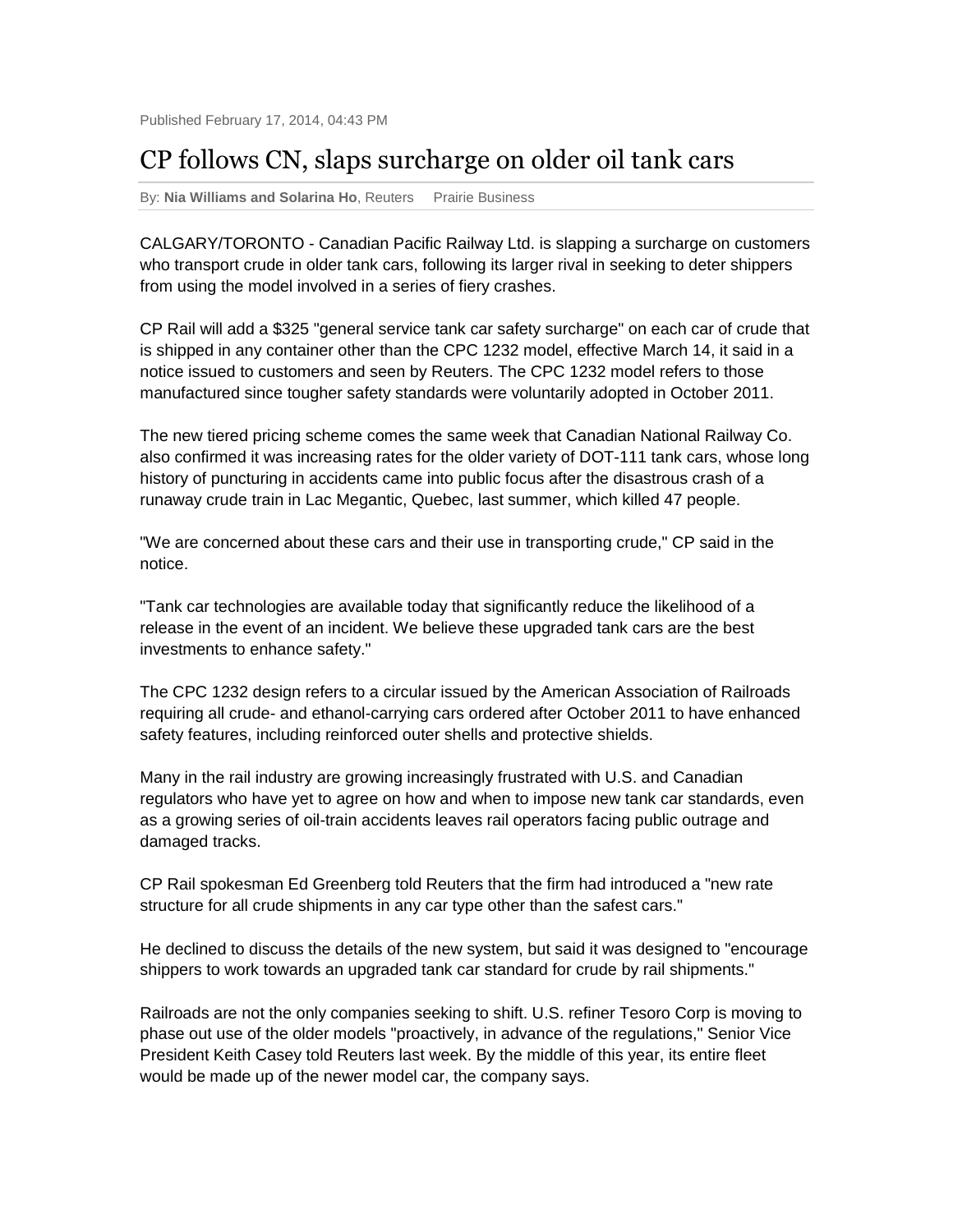Published February 17, 2014, 04:43 PM

# CP follows CN, slaps surcharge on older oil tank cars

By: **Nia Williams and Solarina Ho**, Reuters Prairie Business

CALGARY/TORONTO - Canadian Pacific Railway Ltd. is slapping a surcharge on customers who transport crude in older tank cars, following its larger rival in seeking to deter shippers from using the model involved in a series of fiery crashes.

CP Rail will add a $325 "general service tank car safety surcharge" on each car of crude that is shipped in any container other than the CPC 1232 model, effective March 14, it said in a notice issued to customers and seen by Reuters. The CPC 1232 model refers to those manufactured since tougher safety standards were voluntarily adopted in October 2011.

The new tiered pricing scheme comes the same week that Canadian National Railway Co. also confirmed it was increasing rates for the older variety of DOT-111 tank cars, whose long history of puncturing in accidents came into public focus after the disastrous crash of a runaway crude train in Lac Megantic, Quebec, last summer, which killed 47 people.

"We are concerned about these cars and their use in transporting crude," CP said in the notice.

"Tank car technologies are available today that significantly reduce the likelihood of a release in the event of an incident. We believe these upgraded tank cars are the best investments to enhance safety."

The CPC 1232 design refers to a circular issued by the American Association of Railroads requiring all crude- and ethanol-carrying cars ordered after October 2011 to have enhanced safety features, including reinforced outer shells and protective shields.

Many in the rail industry are growing increasingly frustrated with U.S. and Canadian regulators who have yet to agree on how and when to impose new tank car standards, even as a growing series of oil-train accidents leaves rail operators facing public outrage and damaged tracks.

CP Rail spokesman Ed Greenberg told Reuters that the firm had introduced a "new rate structure for all crude shipments in any car type other than the safest cars."

He declined to discuss the details of the new system, but said it was designed to "encourage shippers to work towards an upgraded tank car standard for crude by rail shipments."

Railroads are not the only companies seeking to shift. U.S. refiner Tesoro Corp is moving to phase out use of the older models "proactively, in advance of the regulations," Senior Vice President Keith Casey told Reuters last week. By the middle of this year, its entire fleet would be made up of the newer model car, the company says.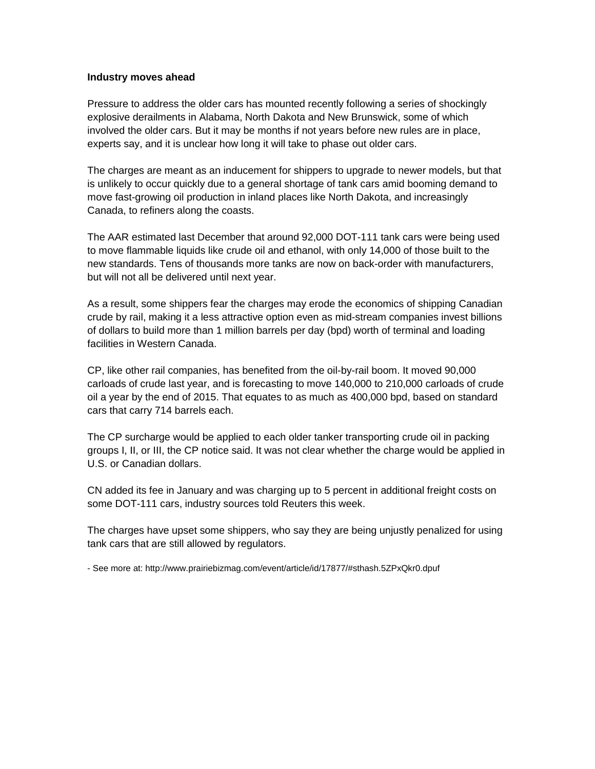**Industry moves ahead**

Pressure to address the older cars has mounted recently following a series of shockingly explosive derailments in Alabama, North Dakota and New Brunswick, some of which involved the older cars. But it may be months if not years before new rules are in place, experts say, and it is unclear how long it will take to phase out older cars.

The charges are meant as an inducement for shippers to upgrade to newer models, but that is unlikely to occur quickly due to a general shortage of tank cars amid booming demand to move fast-growing oil production in inland places like North Dakota, and increasingly Canada, to refiners along the coasts.

The AAR estimated last December that around 92,000 DOT-111 tank cars were being used to move flammable liquids like crude oil and ethanol, with only 14,000 of those built to the new standards. Tens of thousands more tanks are now on back-order with manufacturers, but will not all be delivered until next year.

As a result, some shippers fear the charges may erode the economics of shipping Canadian crude by rail, making it a less attractive option even as mid-stream companies invest billions of dollars to build more than 1 million barrels per day (bpd) worth of terminal and loading facilities in Western Canada.

CP, like other rail companies, has benefited from the oil-by-rail boom. It moved 90,000 carloads of crude last year, and is forecasting to move 140,000 to 210,000 carloads of crude oil a year by the end of 2015. That equates to as much as 400,000 bpd, based on standard cars that carry 714 barrels each.

The CP surcharge would be applied to each older tanker transporting crude oil in packing groups I, II, or III, the CP notice said. It was not clear whether the charge would be applied in U.S. or Canadian dollars.

CN added its fee in January and was charging up to 5 percent in additional freight costs on some DOT-111 cars, industry sources told Reuters this week.

The charges have upset some shippers, who say they are being unjustly penalized for using tank cars that are still allowed by regulators.

- See more at: http://www.prairiebizmag.com/event/article/id/17877/#sthash.5ZPxQkr0.dpuf